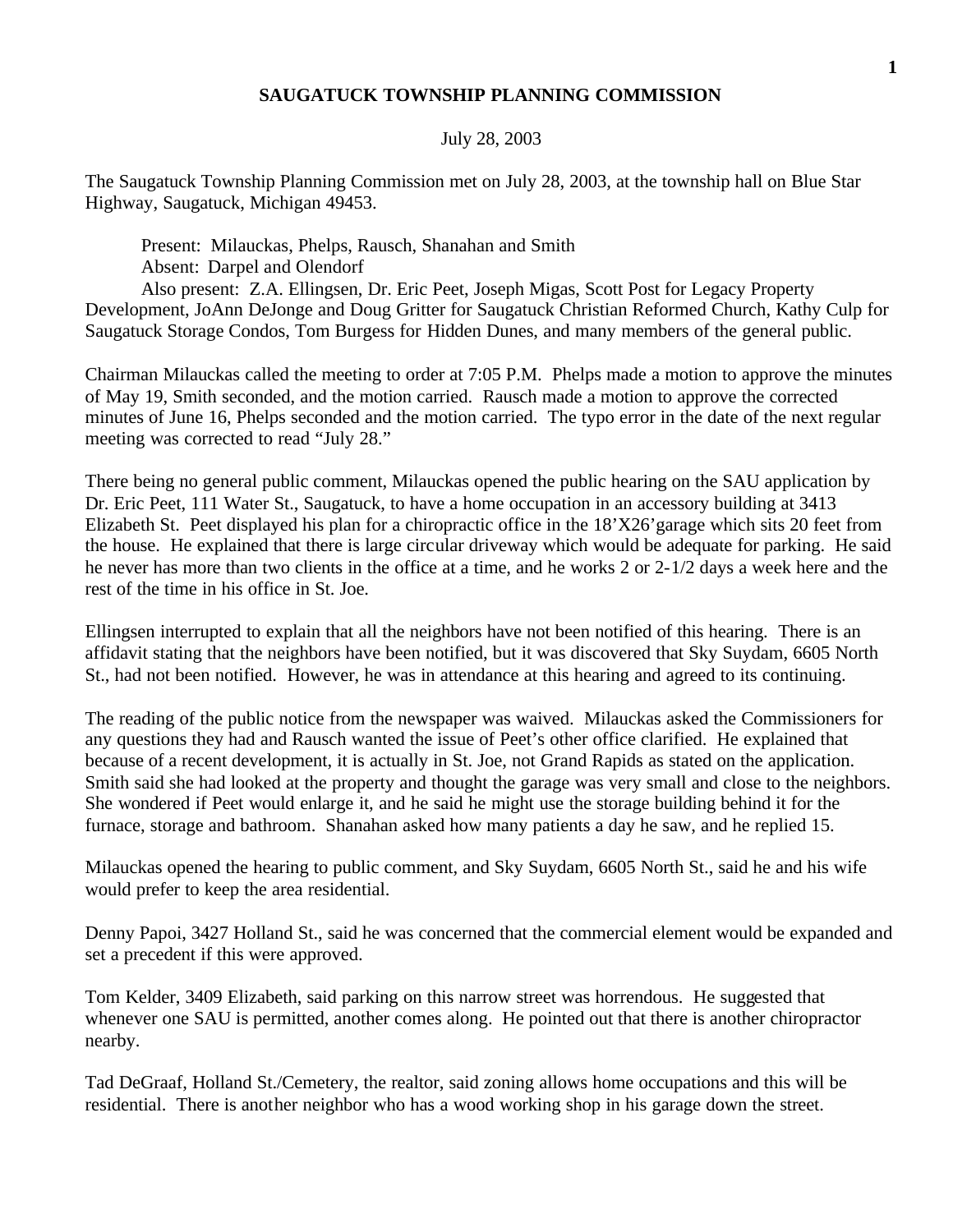# SAUGATUCK TOWNSHIP PLANNING COMMISSION

July 28, 2003

The Saugatuck Township Planning Commission met on July 28, 2003, at the township hall on Blue Star Highway, Saugatuck, Michigan 49453.

Present: Milauckas, Phelps, Rausch, Shanahan and Smith
Absent: Darpel and Olendorf
Also present: Z.A. Ellingsen, Dr. Eric Peet, Joseph Migas, Scott Post for Legacy Property Development, JoAnn DeJonge and Doug Gritter for Saugatuck Christian Reformed Church, Kathy Culp for Saugatuck Storage Condos, Tom Burgess for Hidden Dunes, and many members of the general public.

Chairman Milauckas called the meeting to order at 7:05 P.M. Phelps made a motion to approve the minutes of May 19, Smith seconded, and the motion carried. Rausch made a motion to approve the corrected minutes of June 16, Phelps seconded and the motion carried. The typo error in the date of the next regular meeting was corrected to read "July 28."

There being no general public comment, Milauckas opened the public hearing on the SAU application by Dr. Eric Peet, 111 Water St., Saugatuck, to have a home occupation in an accessory building at 3413 Elizabeth St. Peet displayed his plan for a chiropractic office in the 18'X26'garage which sits 20 feet from the house. He explained that there is large circular driveway which would be adequate for parking. He said he never has more than two clients in the office at a time, and he works 2 or 2-1/2 days a week here and the rest of the time in his office in St. Joe.

Ellingsen interrupted to explain that all the neighbors have not been notified of this hearing. There is an affidavit stating that the neighbors have been notified, but it was discovered that Sky Suydam, 6605 North St., had not been notified. However, he was in attendance at this hearing and agreed to its continuing.

The reading of the public notice from the newspaper was waived. Milauckas asked the Commissioners for any questions they had and Rausch wanted the issue of Peet's other office clarified. He explained that because of a recent development, it is actually in St. Joe, not Grand Rapids as stated on the application. Smith said she had looked at the property and thought the garage was very small and close to the neighbors. She wondered if Peet would enlarge it, and he said he might use the storage building behind it for the furnace, storage and bathroom. Shanahan asked how many patients a day he saw, and he replied 15.

Milauckas opened the hearing to public comment, and Sky Suydam, 6605 North St., said he and his wife would prefer to keep the area residential.

Denny Papoi, 3427 Holland St., said he was concerned that the commercial element would be expanded and set a precedent if this were approved.

Tom Kelder, 3409 Elizabeth, said parking on this narrow street was horrendous. He suggested that whenever one SAU is permitted, another comes along. He pointed out that there is another chiropractor nearby.

Tad DeGraaf, Holland St./Cemetery, the realtor, said zoning allows home occupations and this will be residential. There is another neighbor who has a wood working shop in his garage down the street.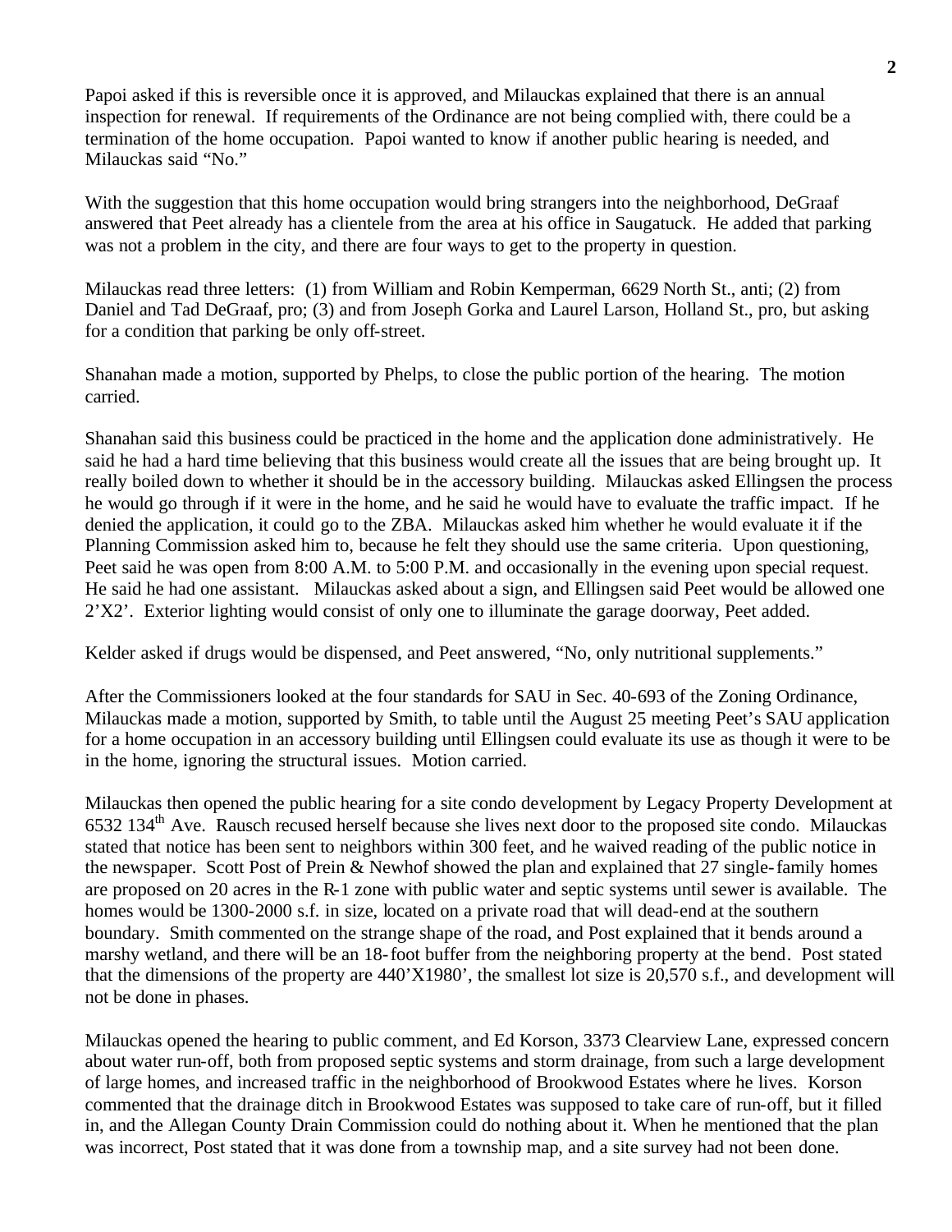Papoi asked if this is reversible once it is approved, and Milauckas explained that there is an annual inspection for renewal. If requirements of the Ordinance are not being complied with, there could be a termination of the home occupation. Papoi wanted to know if another public hearing is needed, and Milauckas said "No."

With the suggestion that this home occupation would bring strangers into the neighborhood, DeGraaf answered that Peet already has a clientele from the area at his office in Saugatuck. He added that parking was not a problem in the city, and there are four ways to get to the property in question.

Milauckas read three letters: (1) from William and Robin Kemperman, 6629 North St., anti; (2) from Daniel and Tad DeGraaf, pro; (3) and from Joseph Gorka and Laurel Larson, Holland St., pro, but asking for a condition that parking be only off-street.

Shanahan made a motion, supported by Phelps, to close the public portion of the hearing. The motion carried.

Shanahan said this business could be practiced in the home and the application done administratively. He said he had a hard time believing that this business would create all the issues that are being brought up. It really boiled down to whether it should be in the accessory building. Milauckas asked Ellingsen the process he would go through if it were in the home, and he said he would have to evaluate the traffic impact. If he denied the application, it could go to the ZBA. Milauckas asked him whether he would evaluate it if the Planning Commission asked him to, because he felt they should use the same criteria. Upon questioning, Peet said he was open from 8:00 A.M. to 5:00 P.M. and occasionally in the evening upon special request. He said he had one assistant. Milauckas asked about a sign, and Ellingsen said Peet would be allowed one 2'X2'. Exterior lighting would consist of only one to illuminate the garage doorway, Peet added.

Kelder asked if drugs would be dispensed, and Peet answered, "No, only nutritional supplements."

After the Commissioners looked at the four standards for SAU in Sec. 40-693 of the Zoning Ordinance, Milauckas made a motion, supported by Smith, to table until the August 25 meeting Peet's SAU application for a home occupation in an accessory building until Ellingsen could evaluate its use as though it were to be in the home, ignoring the structural issues. Motion carried.

Milauckas then opened the public hearing for a site condo development by Legacy Property Development at 6532 134th Ave. Rausch recused herself because she lives next door to the proposed site condo. Milauckas stated that notice has been sent to neighbors within 300 feet, and he waived reading of the public notice in the newspaper. Scott Post of Prein & Newhof showed the plan and explained that 27 single-family homes are proposed on 20 acres in the R-1 zone with public water and septic systems until sewer is available. The homes would be 1300-2000 s.f. in size, located on a private road that will dead-end at the southern boundary. Smith commented on the strange shape of the road, and Post explained that it bends around a marshy wetland, and there will be an 18-foot buffer from the neighboring property at the bend. Post stated that the dimensions of the property are 440'X1980', the smallest lot size is 20,570 s.f., and development will not be done in phases.

Milauckas opened the hearing to public comment, and Ed Korson, 3373 Clearview Lane, expressed concern about water run-off, both from proposed septic systems and storm drainage, from such a large development of large homes, and increased traffic in the neighborhood of Brookwood Estates where he lives. Korson commented that the drainage ditch in Brookwood Estates was supposed to take care of run-off, but it filled in, and the Allegan County Drain Commission could do nothing about it. When he mentioned that the plan was incorrect, Post stated that it was done from a township map, and a site survey had not been done.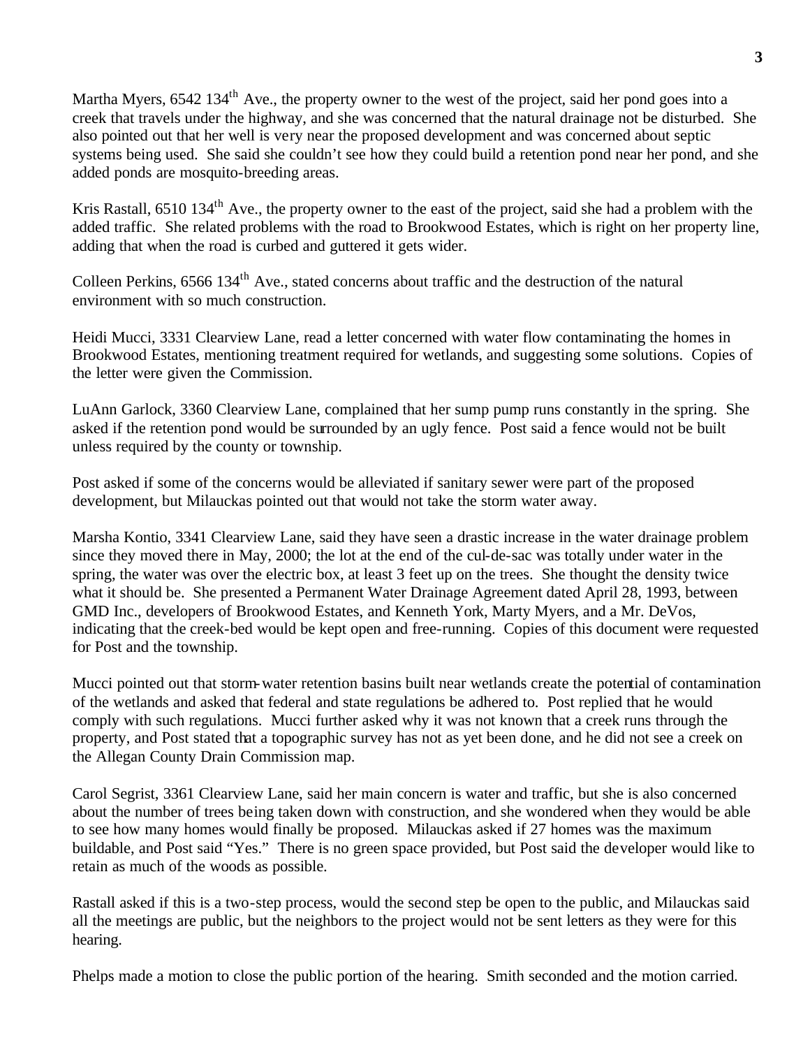Martha Myers, 6542 134th Ave., the property owner to the west of the project, said her pond goes into a creek that travels under the highway, and she was concerned that the natural drainage not be disturbed. She also pointed out that her well is very near the proposed development and was concerned about septic systems being used. She said she couldn't see how they could build a retention pond near her pond, and she added ponds are mosquito-breeding areas.

Kris Rastall, 6510 134th Ave., the property owner to the east of the project, said she had a problem with the added traffic. She related problems with the road to Brookwood Estates, which is right on her property line, adding that when the road is curbed and guttered it gets wider.

Colleen Perkins, 6566 134th Ave., stated concerns about traffic and the destruction of the natural environment with so much construction.

Heidi Mucci, 3331 Clearview Lane, read a letter concerned with water flow contaminating the homes in Brookwood Estates, mentioning treatment required for wetlands, and suggesting some solutions. Copies of the letter were given the Commission.

LuAnn Garlock, 3360 Clearview Lane, complained that her sump pump runs constantly in the spring. She asked if the retention pond would be surrounded by an ugly fence. Post said a fence would not be built unless required by the county or township.

Post asked if some of the concerns would be alleviated if sanitary sewer were part of the proposed development, but Milauckas pointed out that would not take the storm water away.

Marsha Kontio, 3341 Clearview Lane, said they have seen a drastic increase in the water drainage problem since they moved there in May, 2000; the lot at the end of the cul-de-sac was totally under water in the spring, the water was over the electric box, at least 3 feet up on the trees. She thought the density twice what it should be. She presented a Permanent Water Drainage Agreement dated April 28, 1993, between GMD Inc., developers of Brookwood Estates, and Kenneth York, Marty Myers, and a Mr. DeVos, indicating that the creek-bed would be kept open and free-running. Copies of this document were requested for Post and the township.

Mucci pointed out that storm-water retention basins built near wetlands create the potential of contamination of the wetlands and asked that federal and state regulations be adhered to. Post replied that he would comply with such regulations. Mucci further asked why it was not known that a creek runs through the property, and Post stated that a topographic survey has not as yet been done, and he did not see a creek on the Allegan County Drain Commission map.

Carol Segrist, 3361 Clearview Lane, said her main concern is water and traffic, but she is also concerned about the number of trees being taken down with construction, and she wondered when they would be able to see how many homes would finally be proposed. Milauckas asked if 27 homes was the maximum buildable, and Post said "Yes." There is no green space provided, but Post said the developer would like to retain as much of the woods as possible.

Rastall asked if this is a two-step process, would the second step be open to the public, and Milauckas said all the meetings are public, but the neighbors to the project would not be sent letters as they were for this hearing.

Phelps made a motion to close the public portion of the hearing. Smith seconded and the motion carried.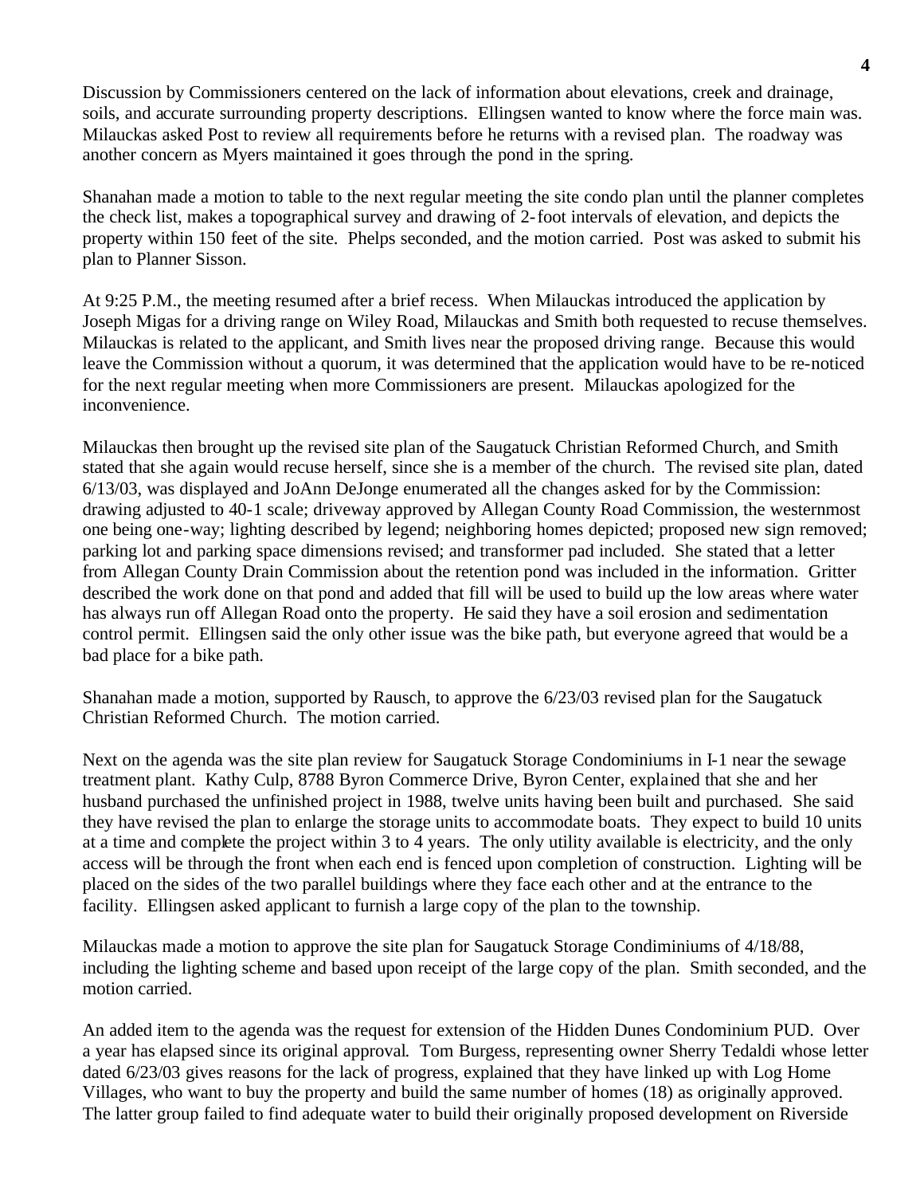Discussion by Commissioners centered on the lack of information about elevations, creek and drainage, soils, and accurate surrounding property descriptions. Ellingsen wanted to know where the force main was. Milauckas asked Post to review all requirements before he returns with a revised plan. The roadway was another concern as Myers maintained it goes through the pond in the spring.

Shanahan made a motion to table to the next regular meeting the site condo plan until the planner completes the check list, makes a topographical survey and drawing of 2-foot intervals of elevation, and depicts the property within 150 feet of the site. Phelps seconded, and the motion carried. Post was asked to submit his plan to Planner Sisson.

At 9:25 P.M., the meeting resumed after a brief recess. When Milauckas introduced the application by Joseph Migas for a driving range on Wiley Road, Milauckas and Smith both requested to recuse themselves. Milauckas is related to the applicant, and Smith lives near the proposed driving range. Because this would leave the Commission without a quorum, it was determined that the application would have to be re-noticed for the next regular meeting when more Commissioners are present. Milauckas apologized for the inconvenience.

Milauckas then brought up the revised site plan of the Saugatuck Christian Reformed Church, and Smith stated that she again would recuse herself, since she is a member of the church. The revised site plan, dated 6/13/03, was displayed and JoAnn DeJonge enumerated all the changes asked for by the Commission: drawing adjusted to 40-1 scale; driveway approved by Allegan County Road Commission, the westernmost one being one-way; lighting described by legend; neighboring homes depicted; proposed new sign removed; parking lot and parking space dimensions revised; and transformer pad included. She stated that a letter from Allegan County Drain Commission about the retention pond was included in the information. Gritter described the work done on that pond and added that fill will be used to build up the low areas where water has always run off Allegan Road onto the property. He said they have a soil erosion and sedimentation control permit. Ellingsen said the only other issue was the bike path, but everyone agreed that would be a bad place for a bike path.

Shanahan made a motion, supported by Rausch, to approve the 6/23/03 revised plan for the Saugatuck Christian Reformed Church. The motion carried.

Next on the agenda was the site plan review for Saugatuck Storage Condominiums in I-1 near the sewage treatment plant. Kathy Culp, 8788 Byron Commerce Drive, Byron Center, explained that she and her husband purchased the unfinished project in 1988, twelve units having been built and purchased. She said they have revised the plan to enlarge the storage units to accommodate boats. They expect to build 10 units at a time and complete the project within 3 to 4 years. The only utility available is electricity, and the only access will be through the front when each end is fenced upon completion of construction. Lighting will be placed on the sides of the two parallel buildings where they face each other and at the entrance to the facility. Ellingsen asked applicant to furnish a large copy of the plan to the township.

Milauckas made a motion to approve the site plan for Saugatuck Storage Condiminiums of 4/18/88, including the lighting scheme and based upon receipt of the large copy of the plan. Smith seconded, and the motion carried.

An added item to the agenda was the request for extension of the Hidden Dunes Condominium PUD. Over a year has elapsed since its original approval. Tom Burgess, representing owner Sherry Tedaldi whose letter dated 6/23/03 gives reasons for the lack of progress, explained that they have linked up with Log Home Villages, who want to buy the property and build the same number of homes (18) as originally approved. The latter group failed to find adequate water to build their originally proposed development on Riverside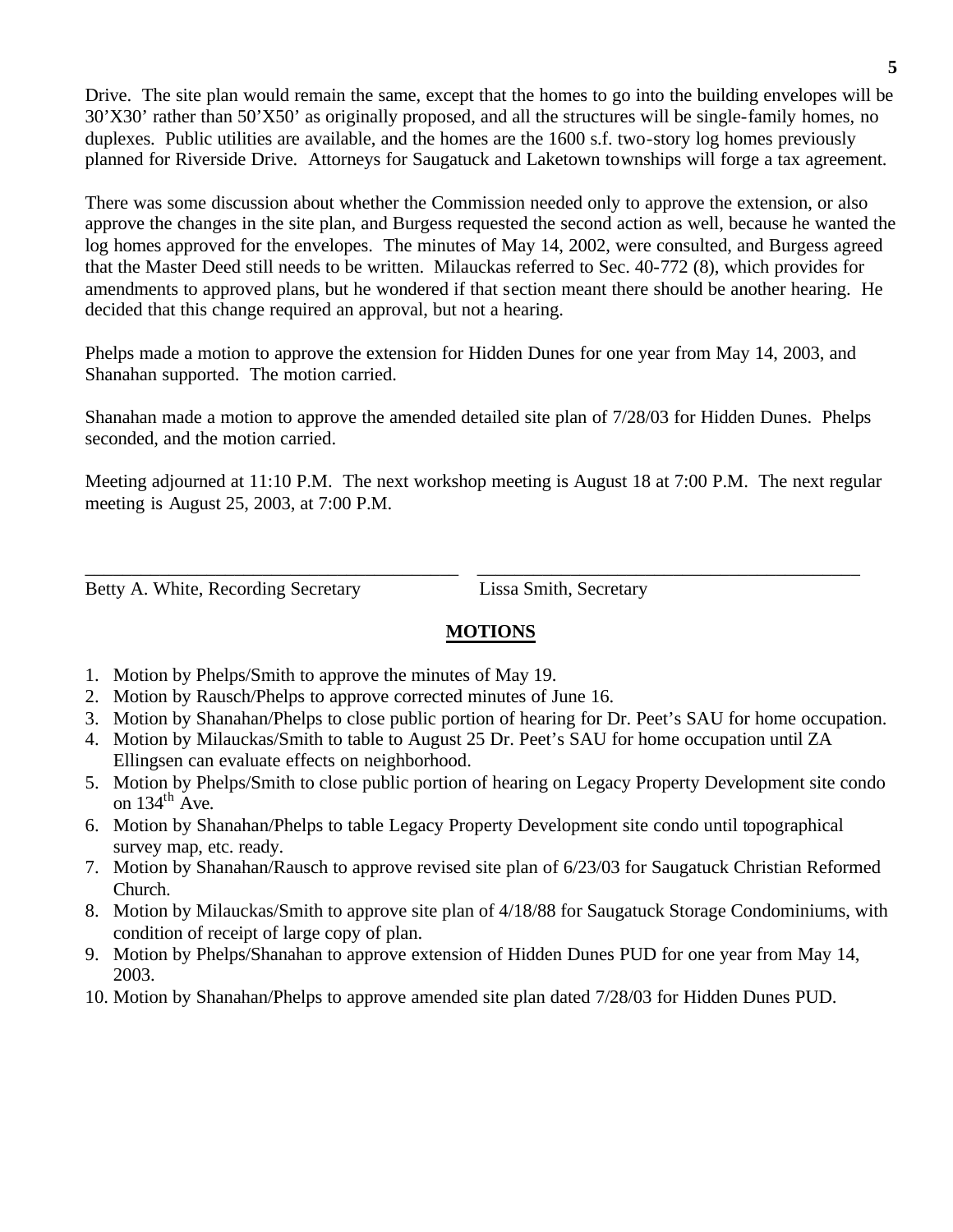Drive. The site plan would remain the same, except that the homes to go into the building envelopes will be 30'X30' rather than 50'X50' as originally proposed, and all the structures will be single-family homes, no duplexes. Public utilities are available, and the homes are the 1600 s.f. two-story log homes previously planned for Riverside Drive. Attorneys for Saugatuck and Laketown townships will forge a tax agreement.

There was some discussion about whether the Commission needed only to approve the extension, or also approve the changes in the site plan, and Burgess requested the second action as well, because he wanted the log homes approved for the envelopes. The minutes of May 14, 2002, were consulted, and Burgess agreed that the Master Deed still needs to be written. Milauckas referred to Sec. 40-772 (8), which provides for amendments to approved plans, but he wondered if that section meant there should be another hearing. He decided that this change required an approval, but not a hearing.

Phelps made a motion to approve the extension for Hidden Dunes for one year from May 14, 2003, and Shanahan supported. The motion carried.

Shanahan made a motion to approve the amended detailed site plan of 7/28/03 for Hidden Dunes. Phelps seconded, and the motion carried.

Meeting adjourned at 11:10 P.M. The next workshop meeting is August 18 at 7:00 P.M. The next regular meeting is August 25, 2003, at 7:00 P.M.

_______________________________________ _______________________________________

Betty A. White, Recording Secretary Lissa Smith, Secretary

## **MOTIONS**

1. Motion by Phelps/Smith to approve the minutes of May 19.
2. Motion by Rausch/Phelps to approve corrected minutes of June 16.
3. Motion by Shanahan/Phelps to close public portion of hearing for Dr. Peet's SAU for home occupation.
4. Motion by Milauckas/Smith to table to August 25 Dr. Peet's SAU for home occupation until ZA Ellingsen can evaluate effects on neighborhood.
5. Motion by Phelps/Smith to close public portion of hearing on Legacy Property Development site condo on 134th Ave.
6. Motion by Shanahan/Phelps to table Legacy Property Development site condo until topographical survey map, etc. ready.
7. Motion by Shanahan/Rausch to approve revised site plan of 6/23/03 for Saugatuck Christian Reformed Church.
8. Motion by Milauckas/Smith to approve site plan of 4/18/88 for Saugatuck Storage Condominiums, with condition of receipt of large copy of plan.
9. Motion by Phelps/Shanahan to approve extension of Hidden Dunes PUD for one year from May 14, 2003.
10. Motion by Shanahan/Phelps to approve amended site plan dated 7/28/03 for Hidden Dunes PUD.